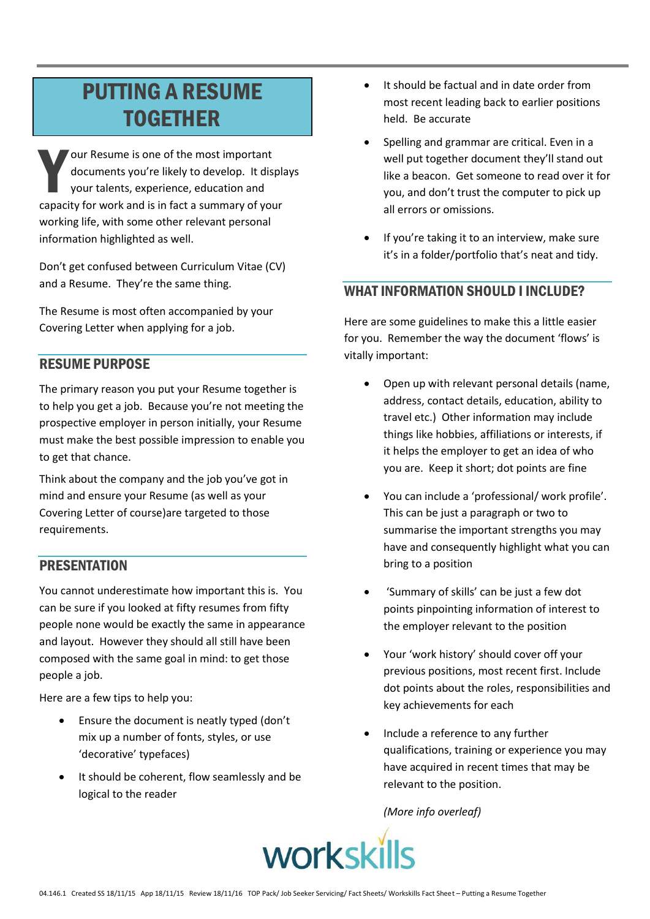# PUTTING A RESUME TOGETHER

Your Resume is one of the most important documents you're likely to develop. It displays your talents, experience, education and capacity for work and is in fact a summary of your working life, with some other relevant personal information highlighted as well.

Don't get confused between Curriculum Vitae (CV) and a Resume. They're the same thing.

The Resume is most often accompanied by your Covering Letter when applying for a job.

## RESUME PURPOSE

The primary reason you put your Resume together is to help you get a job. Because you're not meeting the prospective employer in person initially, your Resume must make the best possible impression to enable you to get that chance.

Think about the company and the job you've got in mind and ensure your Resume (as well as your Covering Letter of course)are targeted to those requirements.

## PRESENTATION

You cannot underestimate how important this is. You can be sure if you looked at fifty resumes from fifty people none would be exactly the same in appearance and layout. However they should all still have been composed with the same goal in mind: to get those people a job.

Here are a few tips to help you:

- Ensure the document is neatly typed (don't mix up a number of fonts, styles, or use 'decorative' typefaces)
- It should be coherent, flow seamlessly and be logical to the reader
- It should be factual and in date order from most recent leading back to earlier positions held. Be accurate
- Spelling and grammar are critical. Even in a well put together document they'll stand out like a beacon. Get someone to read over it for you, and don't trust the computer to pick up all errors or omissions.
- If you're taking it to an interview, make sure it's in a folder/portfolio that's neat and tidy.

## WHAT INFORMATION SHOULD I INCLUDE?

Here are some guidelines to make this a little easier for you. Remember the way the document 'flows' is vitally important:

- Open up with relevant personal details (name, address, contact details, education, ability to travel etc.) Other information may include things like hobbies, affiliations or interests, if it helps the employer to get an idea of who you are. Keep it short; dot points are fine
- You can include a 'professional/ work profile'. This can be just a paragraph or two to summarise the important strengths you may have and consequently highlight what you can bring to a position
- 'Summary of skills' can be just a few dot points pinpointing information of interest to the employer relevant to the position
- Your 'work history' should cover off your previous positions, most recent first. Include dot points about the roles, responsibilities and key achievements for each
- Include a reference to any further qualifications, training or experience you may have acquired in recent times that may be relevant to the position.

*(More info overleaf)*

workskills

04.146.1 Created SS 18/11/15 App 18/11/15 Review 18/11/16 TOP Pack/ Job Seeker Servicing/ Fact Sheets/ Workskills Fact Sheet – Putting a Resume Together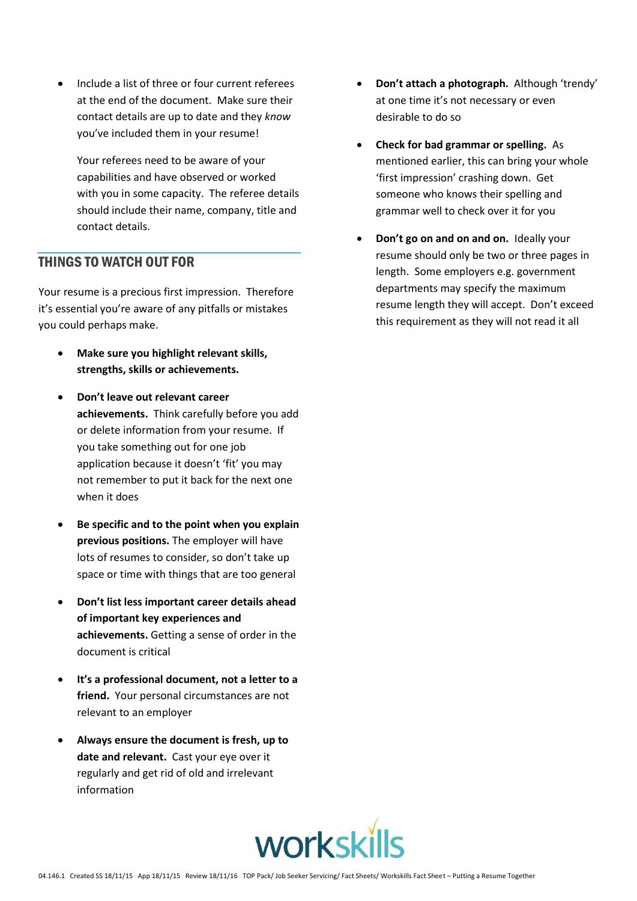- Include a list of three or four current referees at the end of the document. Make sure their contact details are up to date and they *know* you've included them in your resume!

  Your referees need to be aware of your capabilities and have observed or worked with you in some capacity. The referee details should include their name, company, title and contact details.

## THINGS TO WATCH OUT FOR

Your resume is a precious first impression. Therefore it's essential you're aware of any pitfalls or mistakes you could perhaps make.

- **Make sure you highlight relevant skills, strengths, skills or achievements.**
- **Don't leave out relevant career achievements.** Think carefully before you add or delete information from your resume. If you take something out for one job application because it doesn't 'fit' you may not remember to put it back for the next one when it does
- **Be specific and to the point when you explain previous positions.** The employer will have lots of resumes to consider, so don't take up space or time with things that are too general
- **Don't list less important career details ahead of important key experiences and achievements.** Getting a sense of order in the document is critical
- **It's a professional document, not a letter to a friend.** Your personal circumstances are not relevant to an employer
- **Always ensure the document is fresh, up to date and relevant.** Cast your eye over it regularly and get rid of old and irrelevant information
- **Don't attach a photograph.** Although 'trendy' at one time it's not necessary or even desirable to do so
- **Check for bad grammar or spelling.** As mentioned earlier, this can bring your whole 'first impression' crashing down. Get someone who knows their spelling and grammar well to check over it for you
- **Don't go on and on and on.** Ideally your resume should only be two or three pages in length. Some employers e.g. government departments may specify the maximum resume length they will accept. Don't exceed this requirement as they will not read it all

workskills

04.146.1 Created SS 18/11/15 App 18/11/15 Review 18/11/16 TOP Pack/ Job Seeker Servicing/ Fact Sheets/ Workskills Fact Sheet – Putting a Resume Together